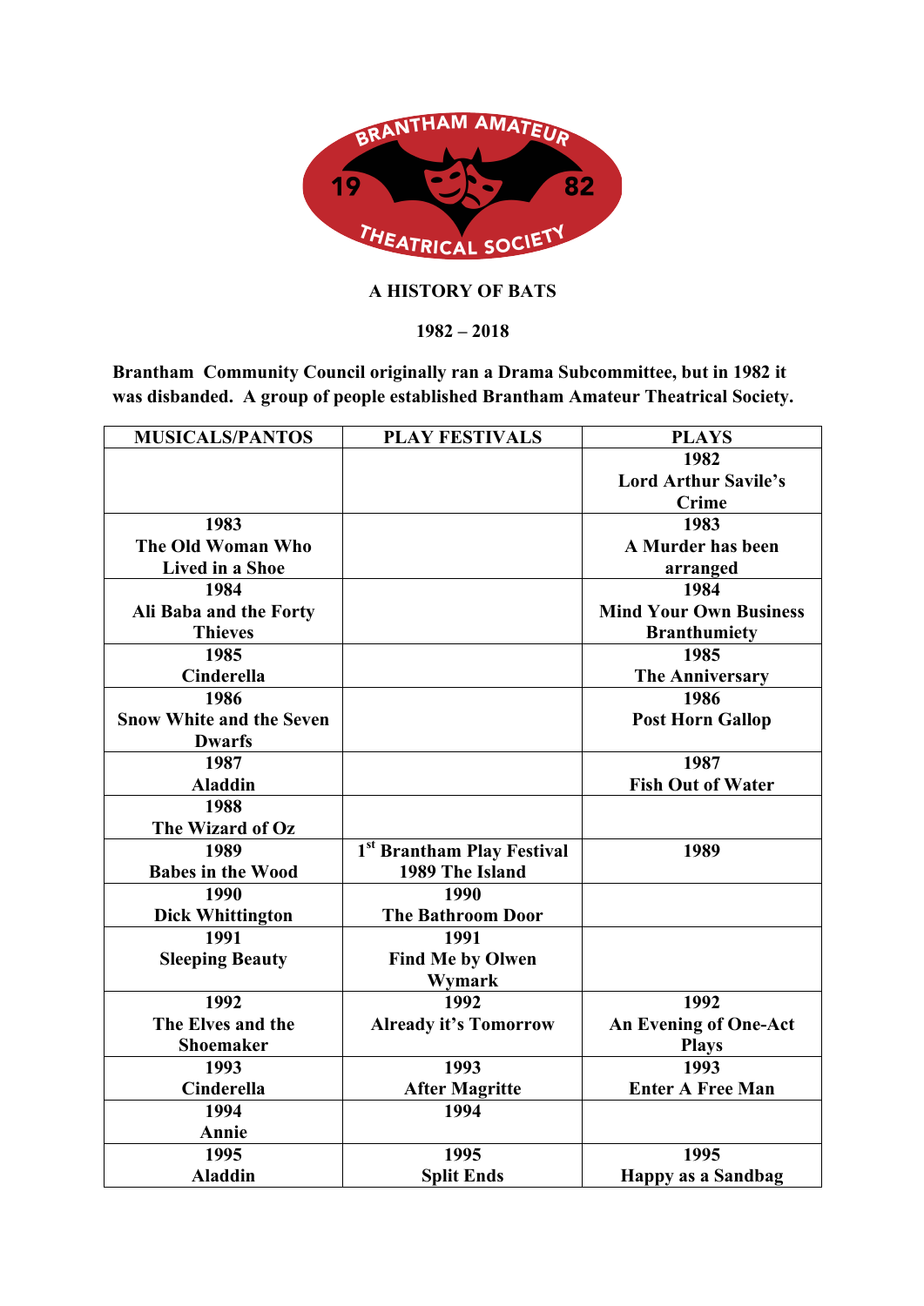# A HISTORY OF BATS

## 1982 – 2018

**Brantham Community Council originally ran a Drama Subcommittee, but in 1982 it was disbanded. A group of people established Brantham Amateur Theatrical Society.**

| MUSICALS/PANTOS | PLAY FESTIVALS | PLAYS |
|---|---|---|
| | | **1982**<br>**Lord Arthur Savile's Crime** |
| **1983**<br>**The Old Woman Who Lived in a Shoe** | | **1983**<br>**A Murder has been arranged** |
| **1984**<br>**Ali Baba and the Forty Thieves** | | **1984**<br>**Mind Your Own Business**<br>**Branthumiety** |
| **1985**<br>**Cinderella** | | **1985**<br>**The Anniversary** |
| **1986**<br>**Snow White and the Seven Dwarfs** | | **1986**<br>**Post Horn Gallop** |
| **1987**<br>**Aladdin** | | **1987**<br>**Fish Out of Water** |
| **1988**<br>**The Wizard of Oz** | | |
| **1989**<br>**Babes in the Wood** | **1st Brantham Play Festival**<br>**1989 The Island** | **1989** |
| **1990**<br>**Dick Whittington** | **1990**<br>**The Bathroom Door** | |
| **1991**<br>**Sleeping Beauty** | **1991**<br>**Find Me by Olwen Wymark** | |
| **1992**<br>**The Elves and the Shoemaker** | **1992**<br>**Already it's Tomorrow** | **1992**<br>**An Evening of One-Act Plays** |
| **1993**<br>**Cinderella** | **1993**<br>**After Magritte** | **1993**<br>**Enter A Free Man** |
| **1994**<br>**Annie** | **1994** | |
| **1995**<br>**Aladdin** | **1995**<br>**Split Ends** | **1995**<br>**Happy as a Sandbag** |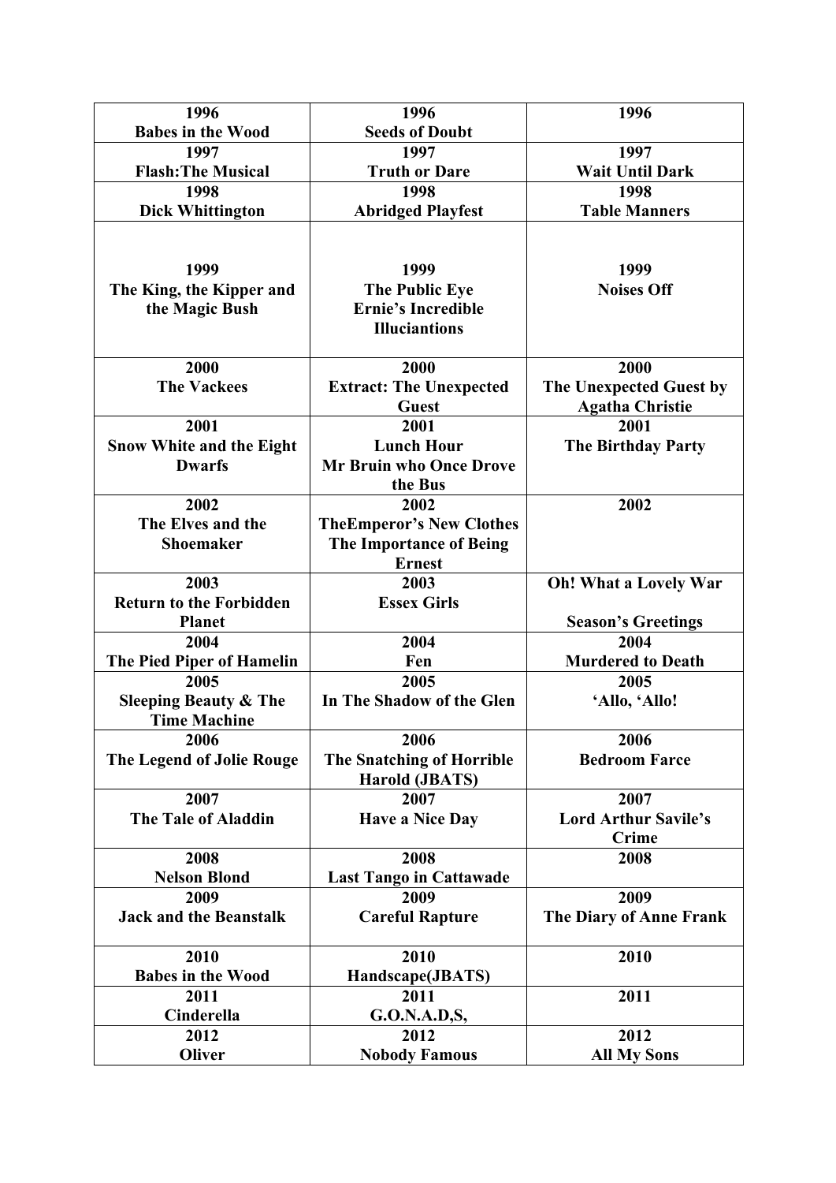| 1996<br>**Babes in the Wood** | 1996<br>**Seeds of Doubt** | 1996 |
|---|---|---|
| 1997<br>**Flash:The Musical** | 1997<br>**Truth or Dare** | 1997<br>**Wait Until Dark** |
| 1998<br>**Dick Whittington** | 1998<br>**Abridged Playfest** | 1998<br>**Table Manners** |
| 1999<br>**The King, the Kipper and the Magic Bush** | 1999<br>**The Public Eye**<br>**Ernie's Incredible Illuciantions** | 1999<br>**Noises Off** |
| 2000<br>**The Vackees** | 2000<br>**Extract: The Unexpected Guest** | 2000<br>**The Unexpected Guest by Agatha Christie** |
| 2001<br>**Snow White and the Eight Dwarfs** | 2001<br>**Lunch Hour**<br>**Mr Bruin who Once Drove the Bus** | 2001<br>**The Birthday Party** |
| 2002<br>**The Elves and the Shoemaker** | 2002<br>**TheEmperor's New Clothes**<br>**The Importance of Being Ernest** | 2002 |
| 2003<br>**Return to the Forbidden Planet** | 2003<br>**Essex Girls** | **Oh! What a Lovely War**<br><br>**Season's Greetings** |
| 2004<br>**The Pied Piper of Hamelin** | 2004<br>**Fen** | 2004<br>**Murdered to Death** |
| 2005<br>**Sleeping Beauty & The Time Machine** | 2005<br>**In The Shadow of the Glen** | 2005<br>**'Allo, 'Allo!** |
| 2006<br>**The Legend of Jolie Rouge** | 2006<br>**The Snatching of Horrible Harold (JBATS)** | 2006<br>**Bedroom Farce** |
| 2007<br>**The Tale of Aladdin** | 2007<br>**Have a Nice Day** | 2007<br>**Lord Arthur Savile's Crime** |
| 2008<br>**Nelson Blond** | 2008<br>**Last Tango in Cattawade** | 2008 |
| 2009<br>**Jack and the Beanstalk** | 2009<br>**Careful Rapture** | 2009<br>**The Diary of Anne Frank** |
| 2010<br>**Babes in the Wood** | 2010<br>**Handscape(JBATS)** | 2010 |
| 2011<br>**Cinderella** | 2011<br>**G.O.N.A.D,S,** | 2011 |
| 2012<br>**Oliver** | 2012<br>**Nobody Famous** | 2012<br>**All My Sons** |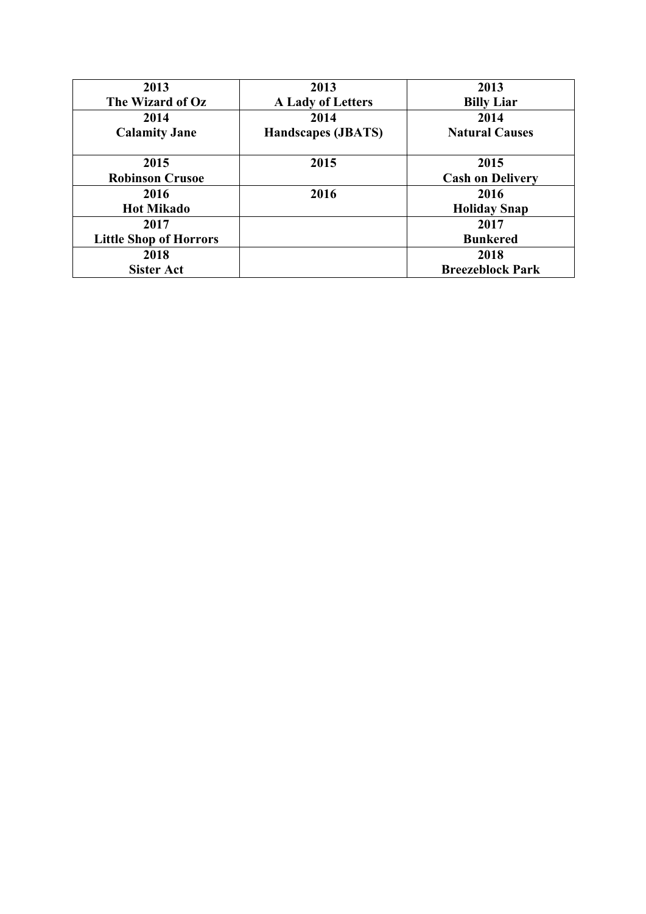| | | |
|---|---|---|
| **2013**<br>**The Wizard of Oz** | **2013**<br>**A Lady of Letters** | **2013**<br>**Billy Liar** |
| **2014**<br>**Calamity Jane** | **2014**<br>**Handscapes (JBATS)** | **2014**<br>**Natural Causes** |
| **2015**<br>**Robinson Crusoe** | **2015** | **2015**<br>**Cash on Delivery** |
| **2016**<br>**Hot Mikado** | **2016** | **2016**<br>**Holiday Snap** |
| **2017**<br>**Little Shop of Horrors** | | **2017**<br>**Bunkered** |
| **2018**<br>**Sister Act** | | **2018**<br>**Breezeblock Park** |